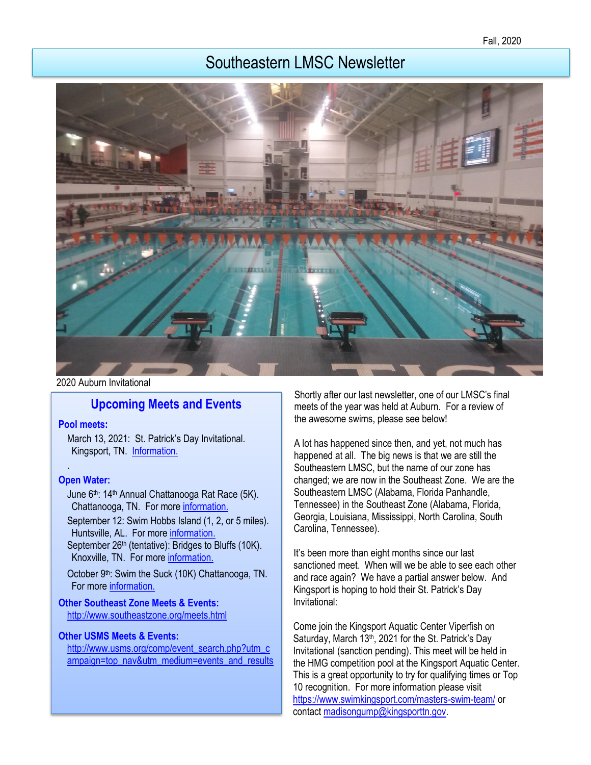Fall, 2020

# Southeastern LMSC Newsletter

2020 Auburn Invitational

## Upcoming Meets and Events

**Pool meets:**

March 13, 2021: St. Patrick's Day Invitational. Kingsport, TN. Information.

.

**Open Water:**

June 6th: 14th Annual Chattanooga Rat Race (5K). Chattanooga, TN. For more information.

September 12: Swim Hobbs Island (1, 2, or 5 miles). Huntsville, AL. For more information.

September 26th (tentative): Bridges to Bluffs (10K). Knoxville, TN. For more information.

October 9th: Swim the Suck (10K) Chattanooga, TN. For more information.

**Other Southeast Zone Meets & Events:**

http://www.southeastzone.org/meets.html

**Other USMS Meets & Events:**

http://www.usms.org/comp/event_search.php?utm_campaign=top_nav&utm_medium=events_and_results

Shortly after our last newsletter, one of our LMSC's final meets of the year was held at Auburn. For a review of the awesome swims, please see below!

A lot has happened since then, and yet, not much has happened at all. The big news is that we are still the Southeastern LMSC, but the name of our zone has changed; we are now in the Southeast Zone. We are the Southeastern LMSC (Alabama, Florida Panhandle, Tennessee) in the Southeast Zone (Alabama, Florida, Georgia, Louisiana, Mississippi, North Carolina, South Carolina, Tennessee).

It's been more than eight months since our last sanctioned meet. When will we be able to see each other and race again? We have a partial answer below. And Kingsport is hoping to hold their St. Patrick's Day Invitational:

Come join the Kingsport Aquatic Center Viperfish on Saturday, March 13th, 2021 for the St. Patrick's Day Invitational (sanction pending). This meet will be held in the HMG competition pool at the Kingsport Aquatic Center. This is a great opportunity to try for qualifying times or Top 10 recognition. For more information please visit https://www.swimkingsport.com/masters-swim-team/ or contact madisongump@kingsporttn.gov.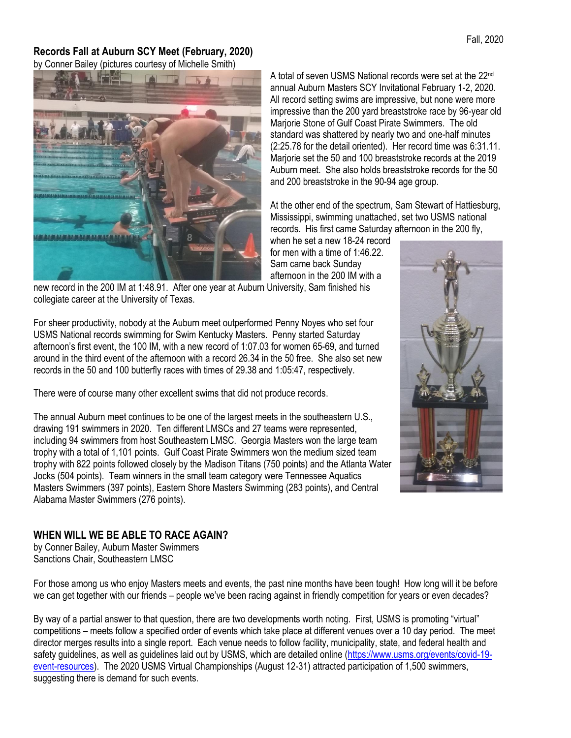## Records Fall at Auburn SCY Meet (February, 2020)

by Conner Bailey (pictures courtesy of Michelle Smith)

A total of seven USMS National records were set at the 22nd annual Auburn Masters SCY Invitational February 1-2, 2020. All record setting swims are impressive, but none were more impressive than the 200 yard breaststroke race by 96-year old Marjorie Stone of Gulf Coast Pirate Swimmers. The old standard was shattered by nearly two and one-half minutes (2:25.78 for the detail oriented). Her record time was 6:31.11. Marjorie set the 50 and 100 breaststroke records at the 2019 Auburn meet. She also holds breaststroke records for the 50 and 200 breaststroke in the 90-94 age group.

At the other end of the spectrum, Sam Stewart of Hattiesburg, Mississippi, swimming unattached, set two USMS national records. His first came Saturday afternoon in the 200 fly, when he set a new 18-24 record for men with a time of 1:46.22. Sam came back Sunday afternoon in the 200 IM with a new record in the 200 IM at 1:48.91. After one year at Auburn University, Sam finished his collegiate career at the University of Texas.

For sheer productivity, nobody at the Auburn meet outperformed Penny Noyes who set four USMS National records swimming for Swim Kentucky Masters. Penny started Saturday afternoon's first event, the 100 IM, with a new record of 1:07.03 for women 65-69, and turned around in the third event of the afternoon with a record 26.34 in the 50 free. She also set new records in the 50 and 100 butterfly races with times of 29.38 and 1:05:47, respectively.

There were of course many other excellent swims that did not produce records.

The annual Auburn meet continues to be one of the largest meets in the southeastern U.S., drawing 191 swimmers in 2020. Ten different LMSCs and 27 teams were represented, including 94 swimmers from host Southeastern LMSC. Georgia Masters won the large team trophy with a total of 1,101 points. Gulf Coast Pirate Swimmers won the medium sized team trophy with 822 points followed closely by the Madison Titans (750 points) and the Atlanta Water Jocks (504 points). Team winners in the small team category were Tennessee Aquatics Masters Swimmers (397 points), Eastern Shore Masters Swimming (283 points), and Central Alabama Master Swimmers (276 points).

## WHEN WILL WE BE ABLE TO RACE AGAIN?

by Conner Bailey, Auburn Master Swimmers
Sanctions Chair, Southeastern LMSC

For those among us who enjoy Masters meets and events, the past nine months have been tough! How long will it be before we can get together with our friends – people we've been racing against in friendly competition for years or even decades?

By way of a partial answer to that question, there are two developments worth noting. First, USMS is promoting "virtual" competitions – meets follow a specified order of events which take place at different venues over a 10 day period. The meet director merges results into a single report. Each venue needs to follow facility, municipality, state, and federal health and safety guidelines, as well as guidelines laid out by USMS, which are detailed online (https://www.usms.org/events/covid-19-event-resources). The 2020 USMS Virtual Championships (August 12-31) attracted participation of 1,500 swimmers, suggesting there is demand for such events.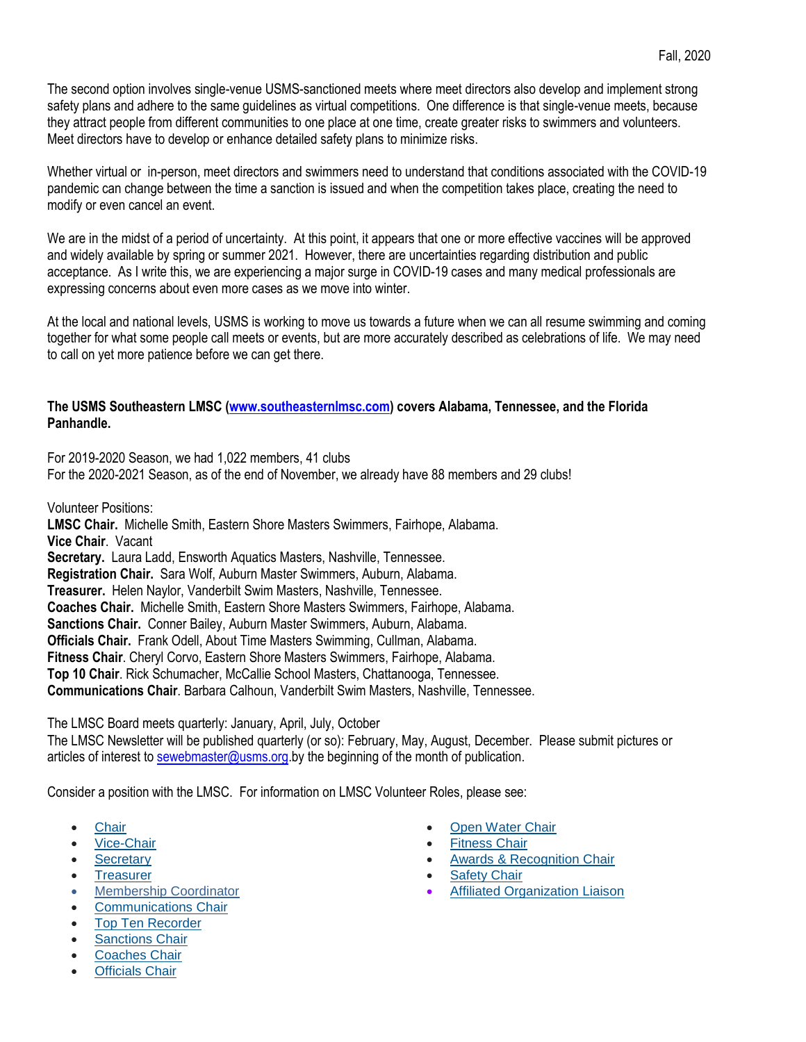The second option involves single-venue USMS-sanctioned meets where meet directors also develop and implement strong safety plans and adhere to the same guidelines as virtual competitions. One difference is that single-venue meets, because they attract people from different communities to one place at one time, create greater risks to swimmers and volunteers. Meet directors have to develop or enhance detailed safety plans to minimize risks.

Whether virtual or in-person, meet directors and swimmers need to understand that conditions associated with the COVID-19 pandemic can change between the time a sanction is issued and when the competition takes place, creating the need to modify or even cancel an event.

We are in the midst of a period of uncertainty. At this point, it appears that one or more effective vaccines will be approved and widely available by spring or summer 2021. However, there are uncertainties regarding distribution and public acceptance. As I write this, we are experiencing a major surge in COVID-19 cases and many medical professionals are expressing concerns about even more cases as we move into winter.

At the local and national levels, USMS is working to move us towards a future when we can all resume swimming and coming together for what some people call meets or events, but are more accurately described as celebrations of life. We may need to call on yet more patience before we can get there.

**The USMS Southeastern LMSC ([www.southeasternlmsc.com](www.southeasternlmsc.com)) covers Alabama, Tennessee, and the Florida Panhandle.**

For 2019-2020 Season, we had 1,022 members, 41 clubs
For the 2020-2021 Season, as of the end of November, we already have 88 members and 29 clubs!

Volunteer Positions:
**LMSC Chair.** Michelle Smith, Eastern Shore Masters Swimmers, Fairhope, Alabama.
**Vice Chair**. Vacant
**Secretary.** Laura Ladd, Ensworth Aquatics Masters, Nashville, Tennessee.
**Registration Chair.** Sara Wolf, Auburn Master Swimmers, Auburn, Alabama.
**Treasurer.** Helen Naylor, Vanderbilt Swim Masters, Nashville, Tennessee.
**Coaches Chair.** Michelle Smith, Eastern Shore Masters Swimmers, Fairhope, Alabama.
**Sanctions Chair.** Conner Bailey, Auburn Master Swimmers, Auburn, Alabama.
**Officials Chair.** Frank Odell, About Time Masters Swimming, Cullman, Alabama.
**Fitness Chair**. Cheryl Corvo, Eastern Shore Masters Swimmers, Fairhope, Alabama.
**Top 10 Chair**. Rick Schumacher, McCallie School Masters, Chattanooga, Tennessee.
**Communications Chair**. Barbara Calhoun, Vanderbilt Swim Masters, Nashville, Tennessee.

The LMSC Board meets quarterly: January, April, July, October
The LMSC Newsletter will be published quarterly (or so): February, May, August, December. Please submit pictures or articles of interest to [sewebmaster@usms.org](mailto:sewebmaster@usms.org).by the beginning of the month of publication.

Consider a position with the LMSC. For information on LMSC Volunteer Roles, please see:

- Chair
- Vice-Chair
- Secretary
- Treasurer
- Membership Coordinator
- Communications Chair
- Top Ten Recorder
- Sanctions Chair
- Coaches Chair
- Officials Chair
- Open Water Chair
- Fitness Chair
- Awards & Recognition Chair
- Safety Chair
- Affiliated Organization Liaison